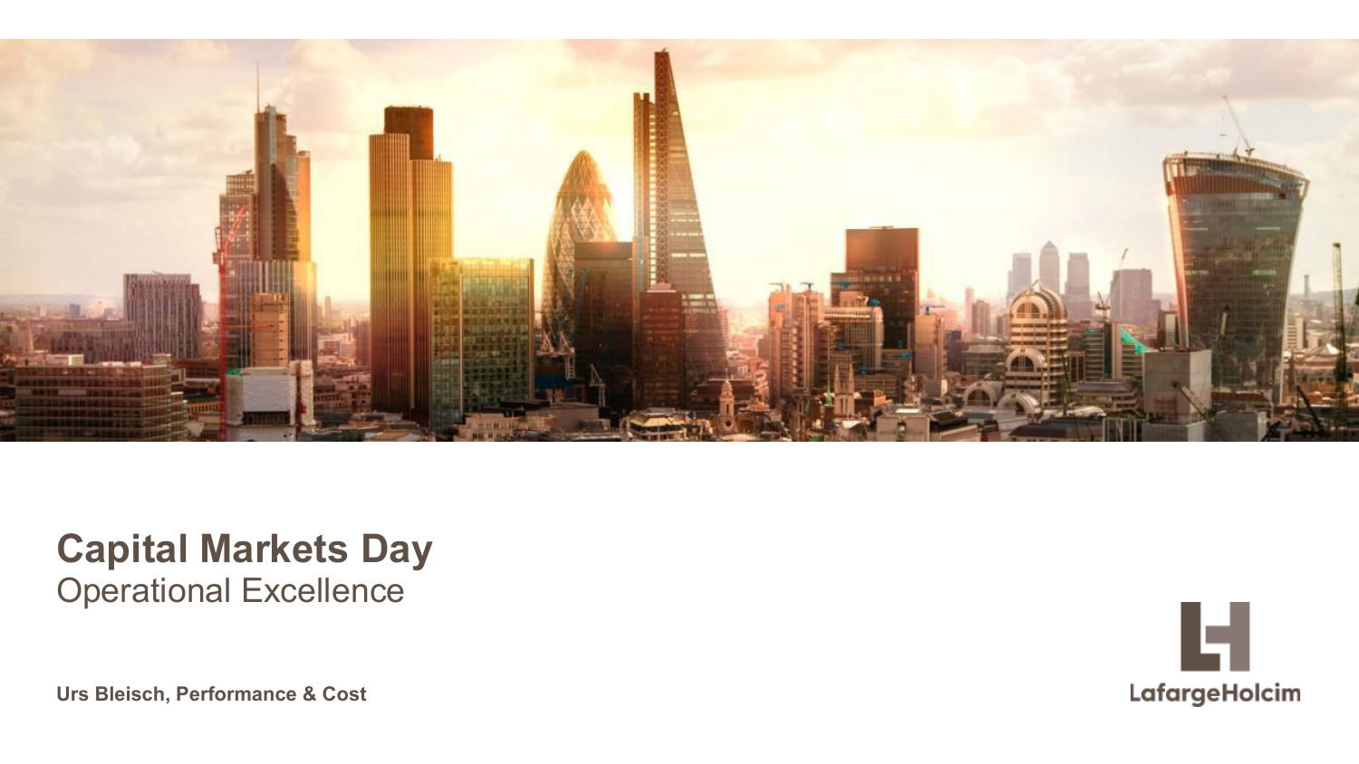# Capital Markets Day

Operational Excellence

**Urs Bleisch, Performance & Cost**

LafargeHolcim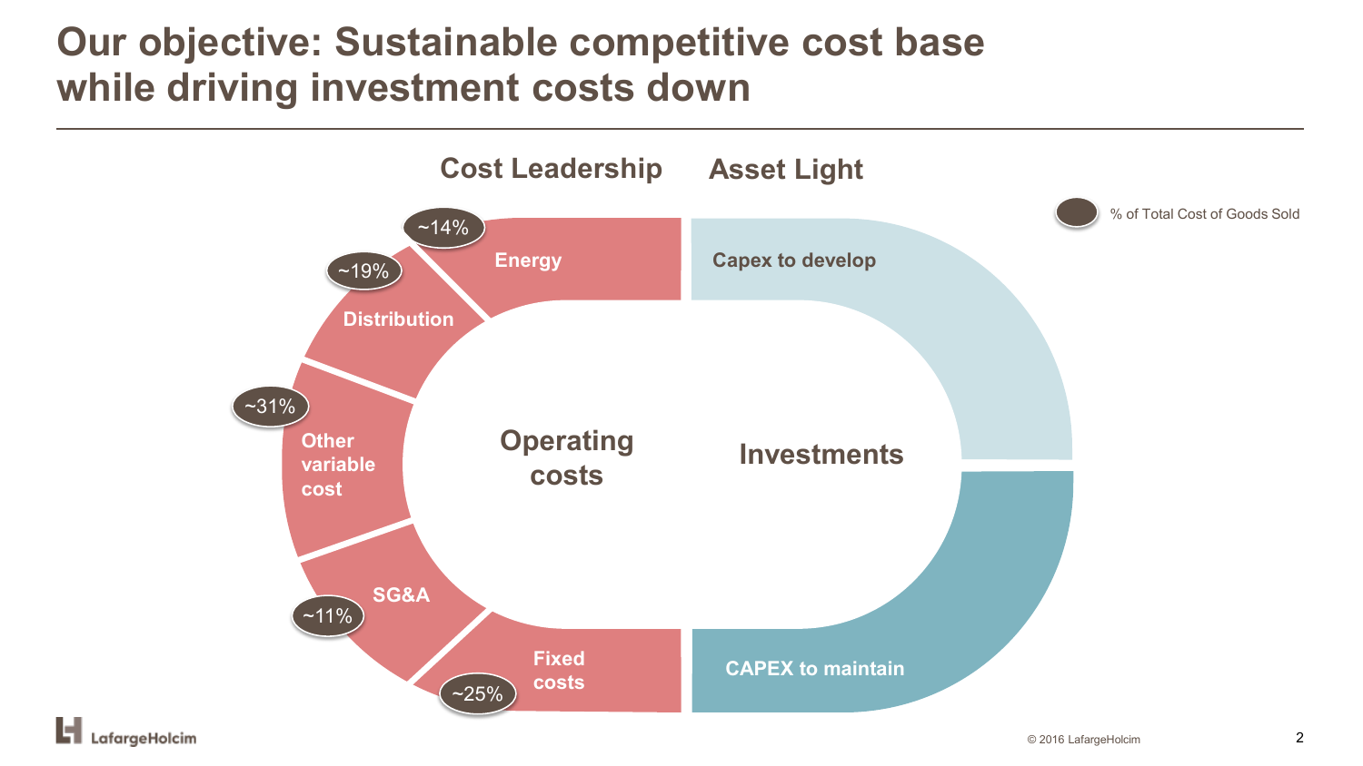# Our objective: Sustainable competitive cost base while driving investment costs down

**Cost Leadership** | **Asset Light**

% of Total Cost of Goods Sold

**Operating costs**

- Energy (~14%)
- Distribution (~19%)
- Other variable cost (~31%)
- SG&A (~11%)
- Fixed costs (~25%)

**Investments**

- Capex to develop
- CAPEX to maintain

© 2016 LafargeHolcim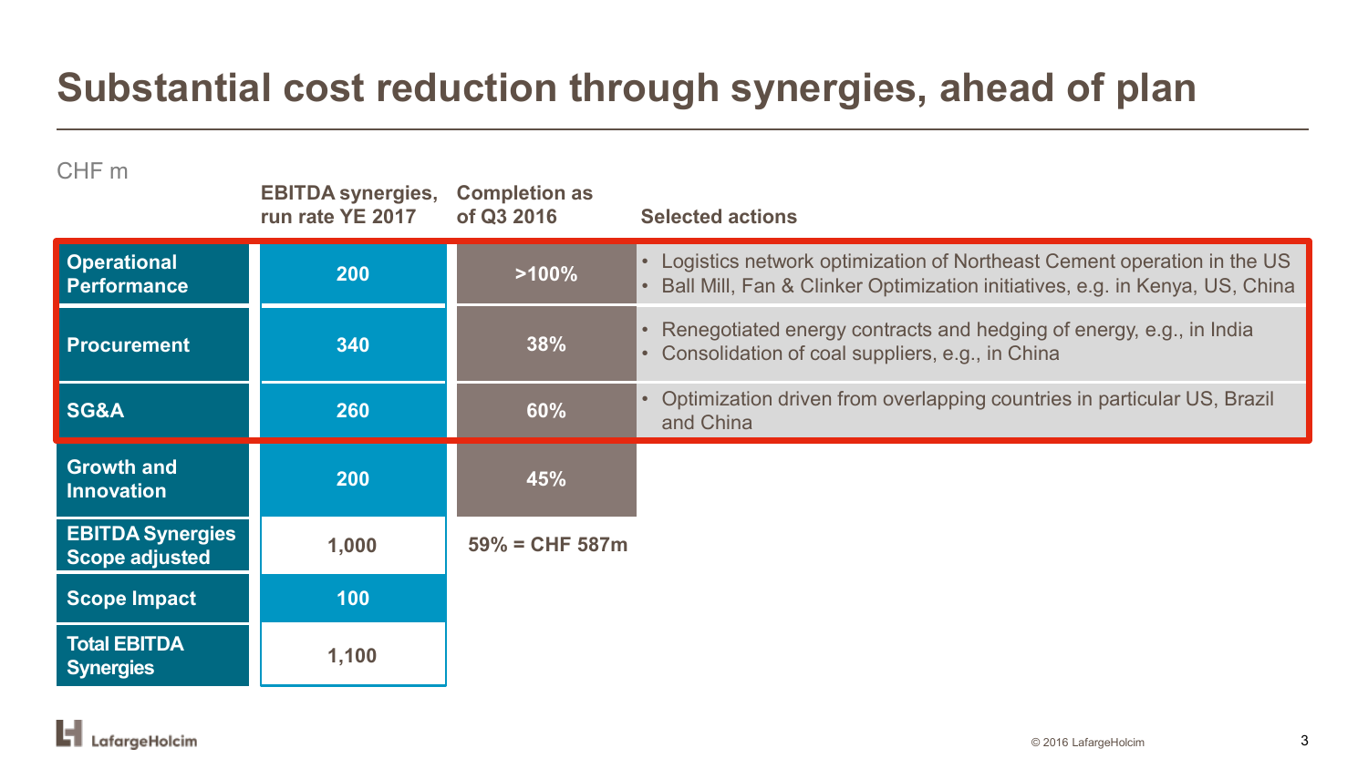# Substantial cost reduction through synergies, ahead of plan

CHF m

| | EBITDA synergies, run rate YE 2017 | Completion as of Q3 2016 | Selected actions |
|---|---|---|---|
| **Operational Performance** | 200 | >100% | • Logistics network optimization of Northeast Cement operation in the US<br>• Ball Mill, Fan & Clinker Optimization initiatives, e.g. in Kenya, US, China |
| **Procurement** | 340 | 38% | • Renegotiated energy contracts and hedging of energy, e.g., in India<br>• Consolidation of coal suppliers, e.g., in China |
| **SG&A** | 260 | 60% | • Optimization driven from overlapping countries in particular US, Brazil and China |
| **Growth and Innovation** | 200 | 45% | |
| **EBITDA Synergies Scope adjusted** | 1,000 | 59% = CHF 587m | |
| **Scope Impact** | 100 | | |
| **Total EBITDA Synergies** | 1,100 | | |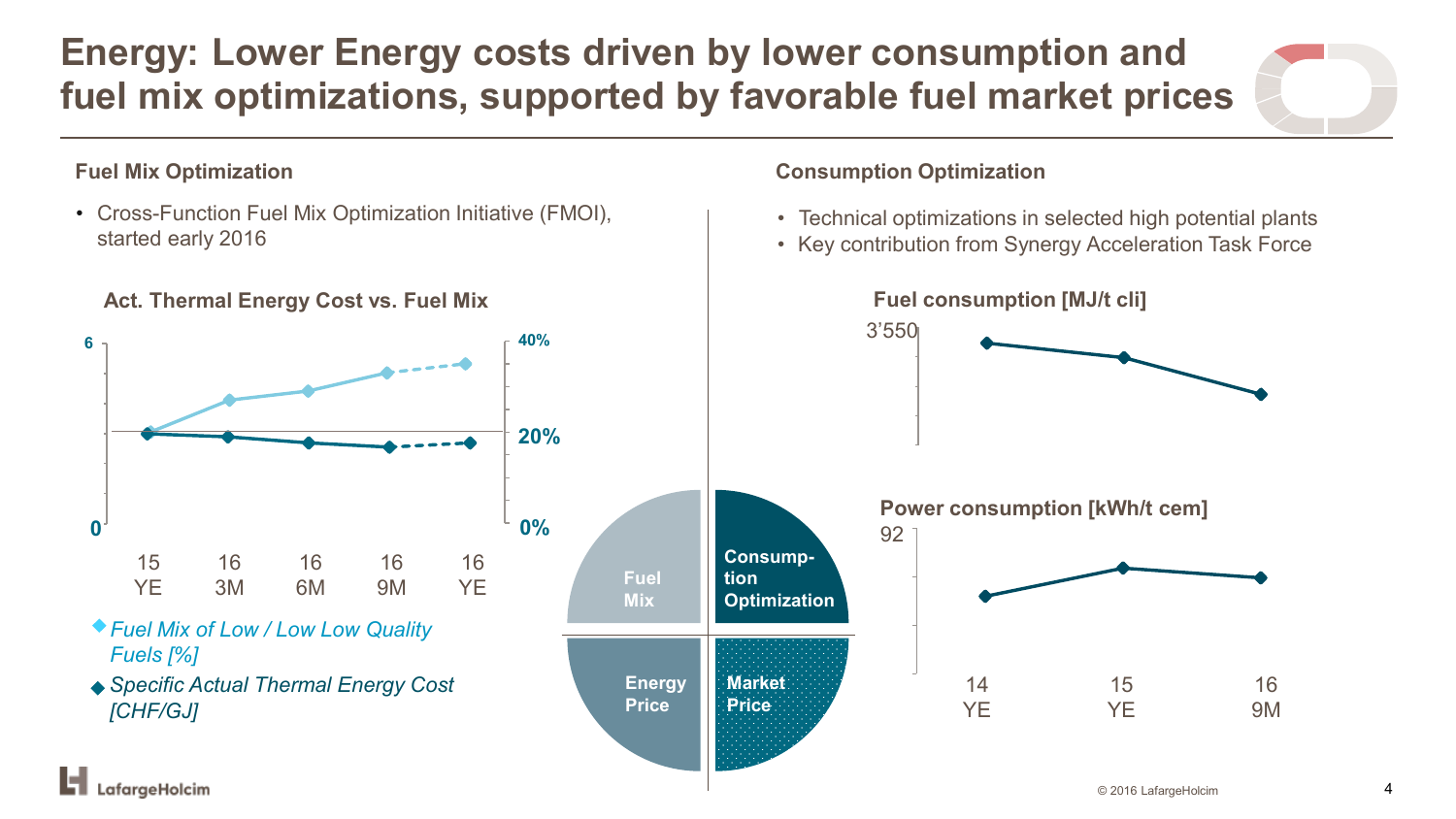# Energy: Lower Energy costs driven by lower consumption and fuel mix optimizations, supported by favorable fuel market prices

## Fuel Mix Optimization

- Cross-Function Fuel Mix Optimization Initiative (FMOI), started early 2016

**Act. Thermal Energy Cost vs. Fuel Mix**

6
0

40%
20%
0%

15 YE | 16 3M | 16 6M | 16 9M | 16 YE

- *Fuel Mix of Low / Low Low Quality Fuels [%]*
- *Specific Actual Thermal Energy Cost [CHF/GJ]*

Fuel Mix | Consump-tion Optimization | Energy Price | Market Price

## Consumption Optimization

- Technical optimizations in selected high potential plants
- Key contribution from Synergy Acceleration Task Force

**Fuel consumption [MJ/t cli]**

3'550

**Power consumption [kWh/t cem]**

92

14 YE | 15 YE | 16 9M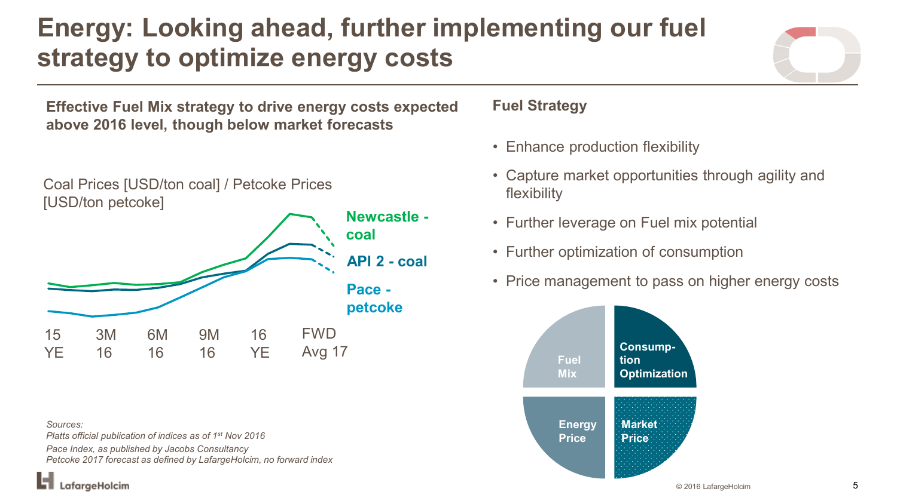# Energy: Looking ahead, further implementing our fuel strategy to optimize energy costs

**Effective Fuel Mix strategy to drive energy costs expected above 2016 level, though below market forecasts**

Coal Prices [USD/ton coal] / Petcoke Prices [USD/ton petcoke]

Newcastle - coal

API 2 - coal

Pace - petcoke

15 YE | 3M 16 | 6M 16 | 9M 16 | 16 YE | FWD Avg 17

*Sources:*
*Platts official publication of indices as of 1st Nov 2016*
*Pace Index, as published by Jacobs Consultancy*
*Petcoke 2017 forecast as defined by LafargeHolcim, no forward index*

## Fuel Strategy

- Enhance production flexibility
- Capture market opportunities through agility and flexibility
- Further leverage on Fuel mix potential
- Further optimization of consumption
- Price management to pass on higher energy costs

Fuel Mix | Consumption Optimization | Energy Price | Market Price

© 2016 LafargeHolcim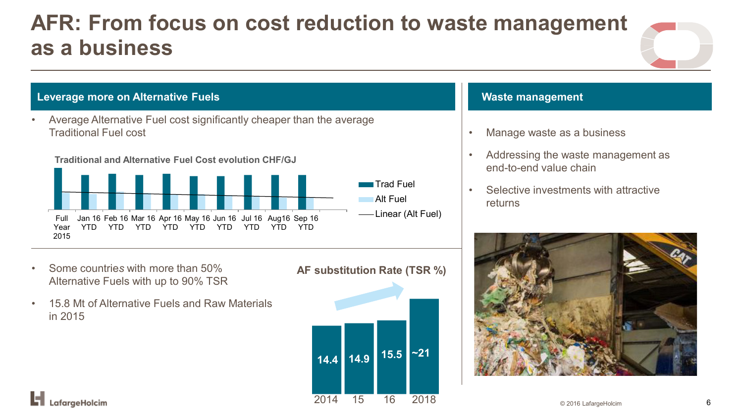# AFR: From focus on cost reduction to waste management as a business

## Leverage more on Alternative Fuels

- Average Alternative Fuel cost significantly cheaper than the average Traditional Fuel cost

**Traditional and Alternative Fuel Cost evolution CHF/GJ**

Full Year 2015 | Jan 16 YTD | Feb 16 YTD | Mar 16 YTD | Apr 16 YTD | May 16 YTD | Jun 16 YTD | Jul 16 YTD | Aug16 YTD | Sep 16 YTD

Trad Fuel | Alt Fuel | Linear (Alt Fuel)

- Some countries with more than 50% Alternative Fuels with up to 90% TSR
- 15.8 Mt of Alternative Fuels and Raw Materials in 2015

**AF substitution Rate (TSR %)**

| 2014 | 15 | 16 | 2018 |
|---|---|---|---|
| 14.4 | 14.9 | 15.5 | ~21 |

## Waste management

- Manage waste as a business
- Addressing the waste management as end-to-end value chain
- Selective investments with attractive returns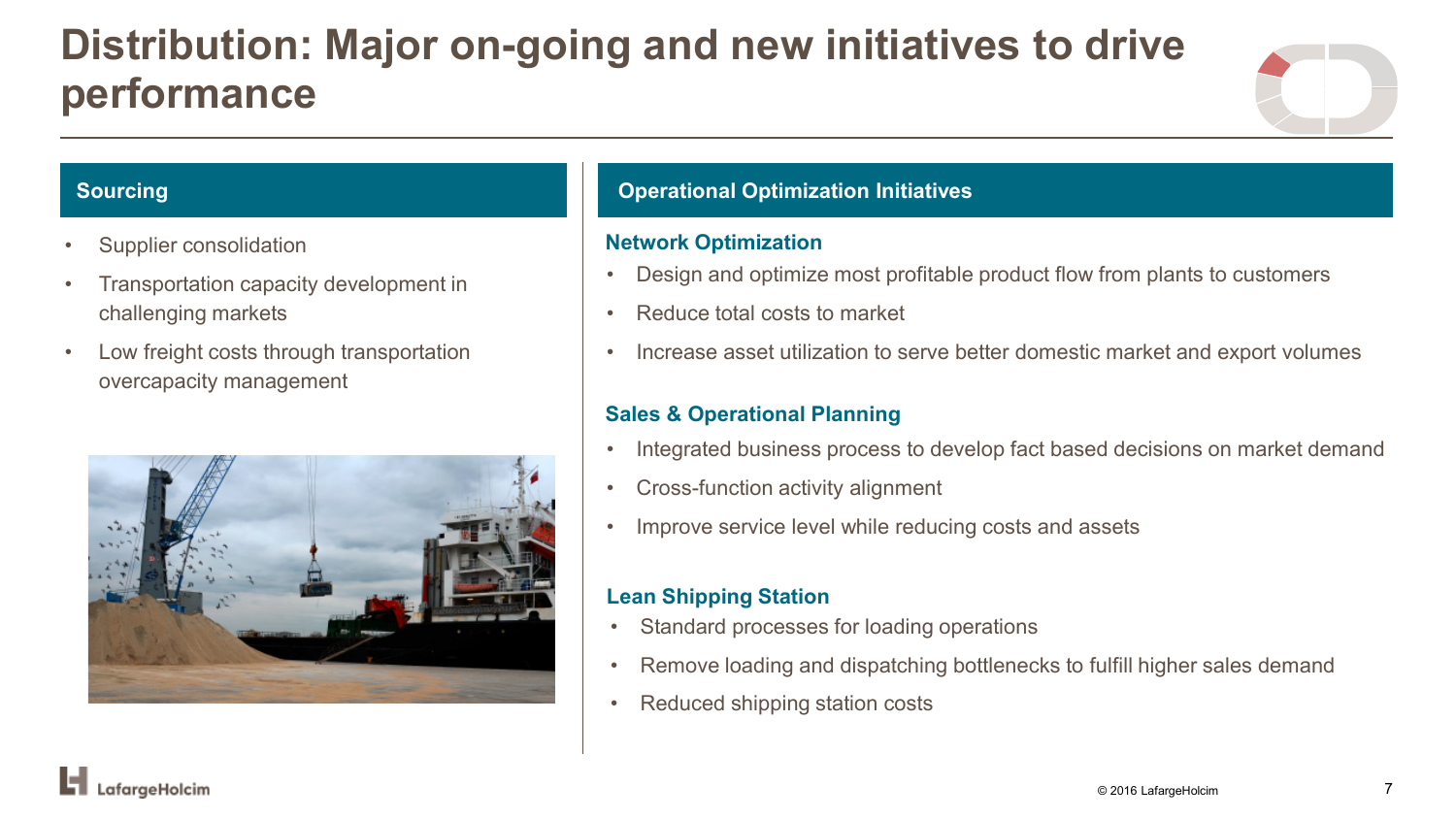# Distribution: Major on-going and new initiatives to drive performance

## Sourcing

- Supplier consolidation
- Transportation capacity development in challenging markets
- Low freight costs through transportation overcapacity management

## Operational Optimization Initiatives

### Network Optimization

- Design and optimize most profitable product flow from plants to customers
- Reduce total costs to market
- Increase asset utilization to serve better domestic market and export volumes

### Sales & Operational Planning

- Integrated business process to develop fact based decisions on market demand
- Cross-function activity alignment
- Improve service level while reducing costs and assets

### Lean Shipping Station

- Standard processes for loading operations
- Remove loading and dispatching bottlenecks to fulfill higher sales demand
- Reduced shipping station costs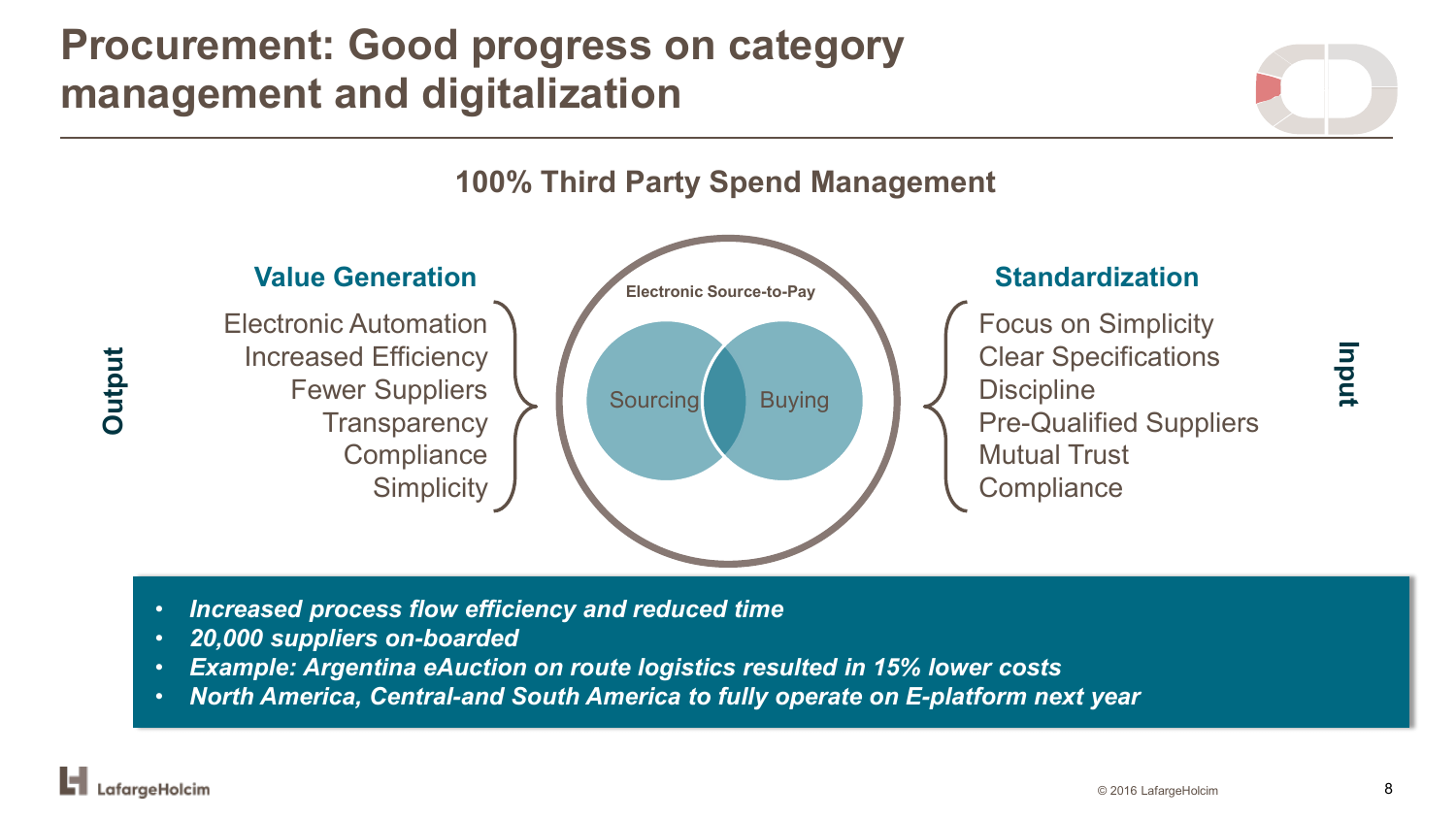# Procurement: Good progress on category management and digitalization

## 100% Third Party Spend Management

**Output**

### Value Generation

- Electronic Automation
- Increased Efficiency
- Fewer Suppliers
- Transparency
- Compliance
- Simplicity

**Electronic Source-to-Pay**

Sourcing | Buying

### Standardization

- Focus on Simplicity
- Clear Specifications
- Discipline
- Pre-Qualified Suppliers
- Mutual Trust
- Compliance

**Input**

- ***Increased process flow efficiency and reduced time***
- ***20,000 suppliers on-boarded***
- ***Example: Argentina eAuction on route logistics resulted in 15% lower costs***
- ***North America, Central-and South America to fully operate on E-platform next year***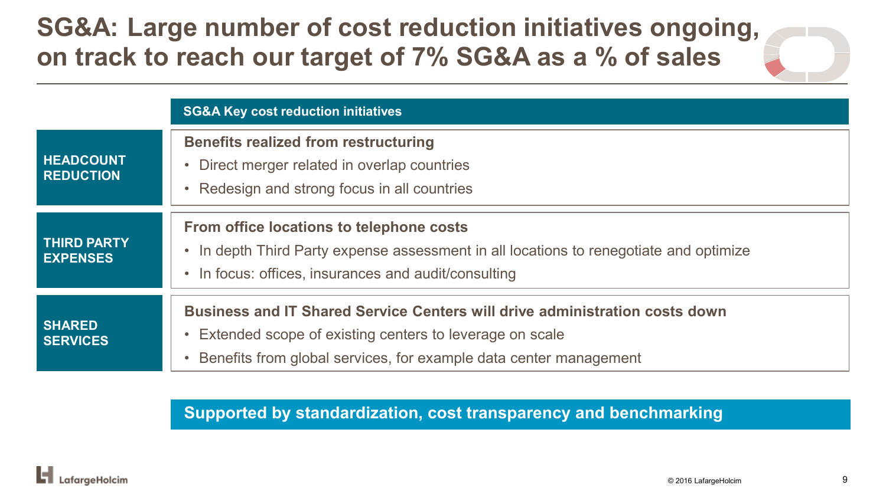# SG&A: Large number of cost reduction initiatives ongoing, on track to reach our target of 7% SG&A as a % of sales

| | SG&A Key cost reduction initiatives |
|---|---|
| **HEADCOUNT REDUCTION** | **Benefits realized from restructuring**<br>• Direct merger related in overlap countries<br>• Redesign and strong focus in all countries |
| **THIRD PARTY EXPENSES** | **From office locations to telephone costs**<br>• In depth Third Party expense assessment in all locations to renegotiate and optimize<br>• In focus: offices, insurances and audit/consulting |
| **SHARED SERVICES** | **Business and IT Shared Service Centers will drive administration costs down**<br>• Extended scope of existing centers to leverage on scale<br>• Benefits from global services, for example data center management |

**Supported by standardization, cost transparency and benchmarking**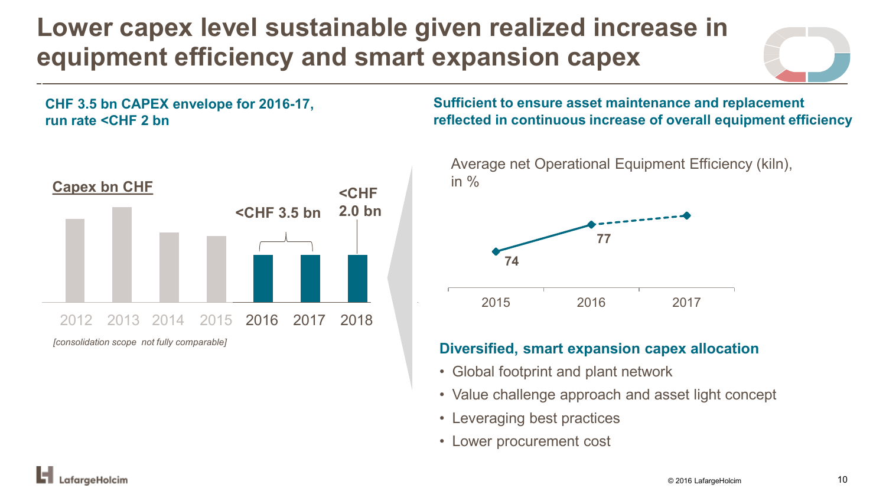# Lower capex level sustainable given realized increase in equipment efficiency and smart expansion capex

**CHF 3.5 bn CAPEX envelope for 2016-17, run rate <CHF 2 bn**

Capex bn CHF

<CHF 3.5 bn

<CHF 2.0 bn

2012 2013 2014 2015 2016 2017 2018

*[consolidation scope not fully comparable]*

**Sufficient to ensure asset maintenance and replacement reflected in continuous increase of overall equipment efficiency**

Average net Operational Equipment Efficiency (kiln), in %

| 2015 | 2016 | 2017 |
|---|---|---|
| 74 | 77 | |

**Diversified, smart expansion capex allocation**

- Global footprint and plant network
- Value challenge approach and asset light concept
- Leveraging best practices
- Lower procurement cost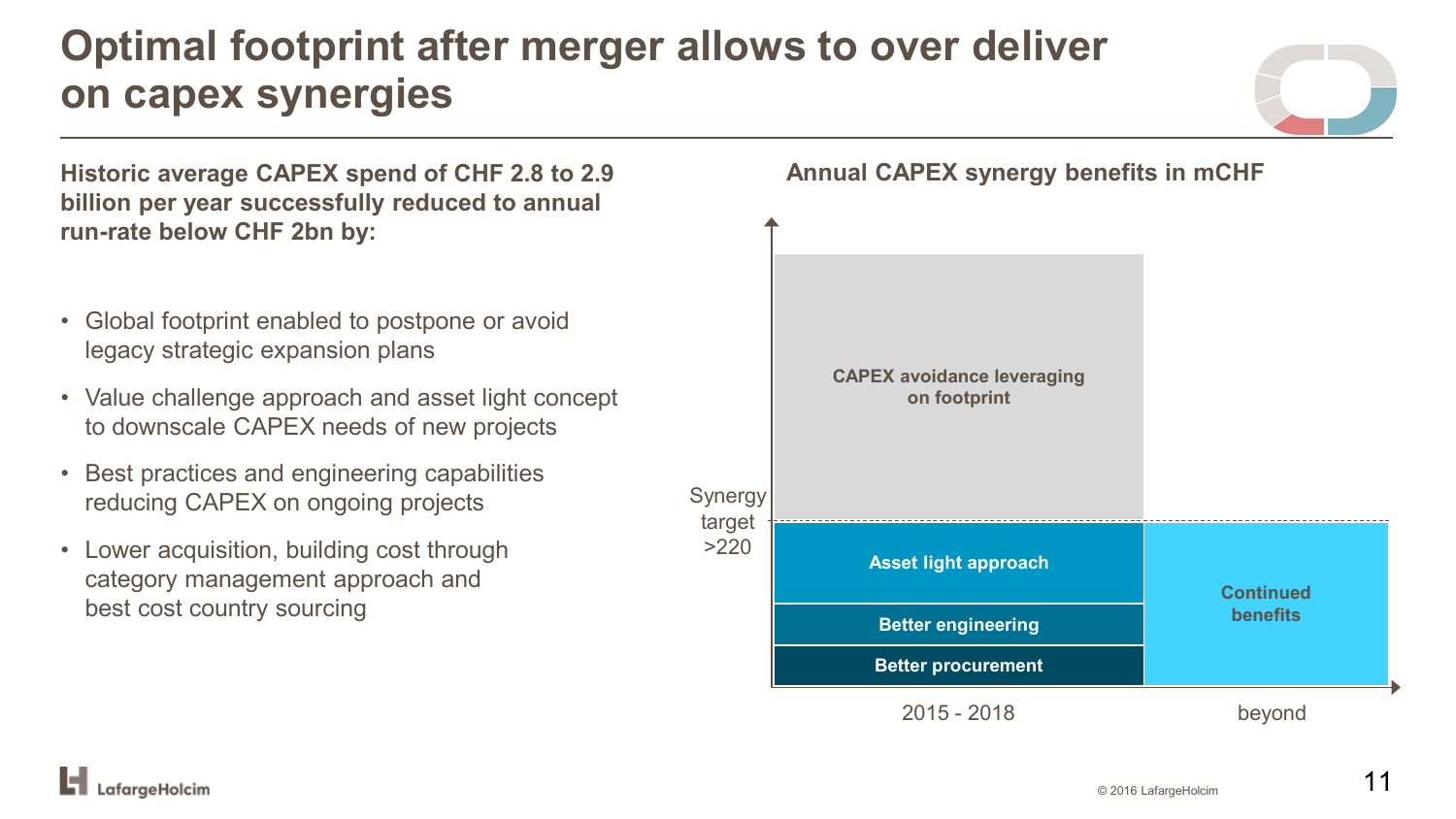# Optimal footprint after merger allows to over deliver on capex synergies

**Historic average CAPEX spend of CHF 2.8 to 2.9 billion per year successfully reduced to annual run-rate below CHF 2bn by:**

- Global footprint enabled to postpone or avoid legacy strategic expansion plans
- Value challenge approach and asset light concept to downscale CAPEX needs of new projects
- Best practices and engineering capabilities reducing CAPEX on ongoing projects
- Lower acquisition, building cost through category management approach and best cost country sourcing

**Annual CAPEX synergy benefits in mCHF**

Synergy target >220

| | 2015 - 2018 | beyond |
|---|---|---|
| Above synergy target | CAPEX avoidance leveraging on footprint | |
| Up to synergy target | Asset light approach | Continued benefits |
| | Better engineering | |
| | Better procurement | |

© 2016 LafargeHolcim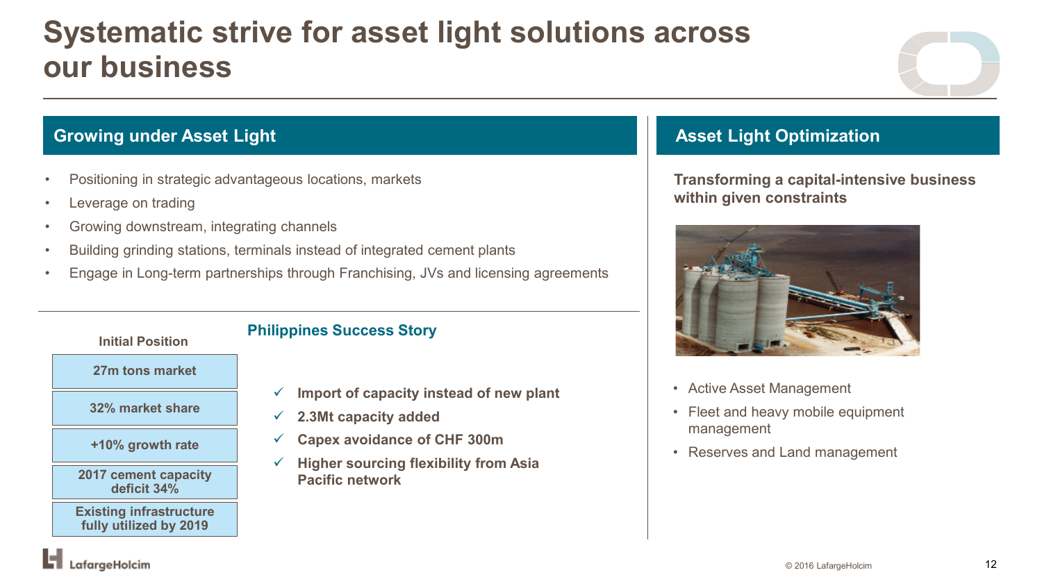# Systematic strive for asset light solutions across our business

## Growing under Asset Light

- Positioning in strategic advantageous locations, markets
- Leverage on trading
- Growing downstream, integrating channels
- Building grinding stations, terminals instead of integrated cement plants
- Engage in Long-term partnerships through Franchising, JVs and licensing agreements

### Philippines Success Story

**Initial Position**

- **27m tons market**
- **32% market share**
- **+10% growth rate**
- **2017 cement capacity deficit 34%**
- **Existing infrastructure fully utilized by 2019**

- ✓ **Import of capacity instead of new plant**
- ✓ **2.3Mt capacity added**
- ✓ **Capex avoidance of CHF 300m**
- ✓ **Higher sourcing flexibility from Asia Pacific network**

## Asset Light Optimization

**Transforming a capital-intensive business within given constraints**

- Active Asset Management
- Fleet and heavy mobile equipment management
- Reserves and Land management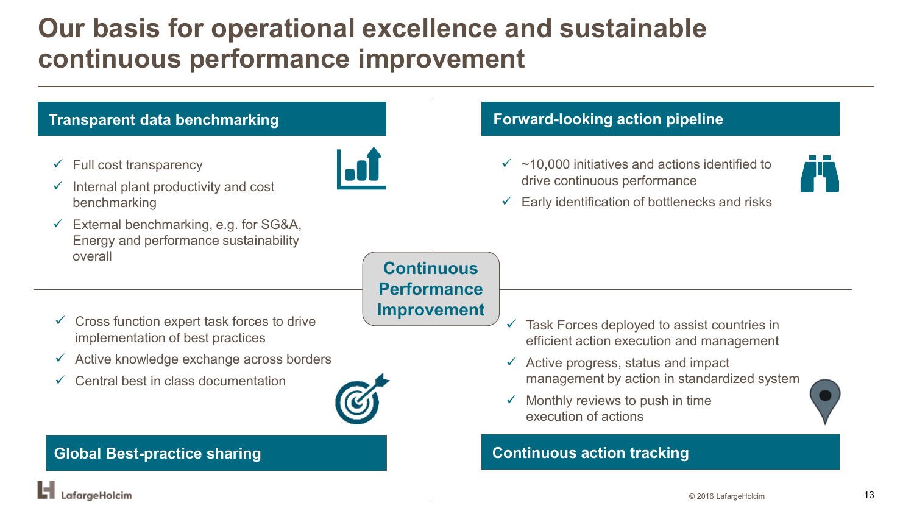# Our basis for operational excellence and sustainable continuous performance improvement

## Transparent data benchmarking

- ✓ Full cost transparency
- ✓ Internal plant productivity and cost benchmarking
- ✓ External benchmarking, e.g. for SG&A, Energy and performance sustainability overall

## Forward-looking action pipeline

- ✓ ~10,000 initiatives and actions identified to drive continuous performance
- ✓ Early identification of bottlenecks and risks

**Continuous Performance Improvement**

## Global Best-practice sharing

- ✓ Cross function expert task forces to drive implementation of best practices
- ✓ Active knowledge exchange across borders
- ✓ Central best in class documentation

## Continuous action tracking

- ✓ Task Forces deployed to assist countries in efficient action execution and management
- ✓ Active progress, status and impact management by action in standardized system
- ✓ Monthly reviews to push in time execution of actions

© 2016 LafargeHolcim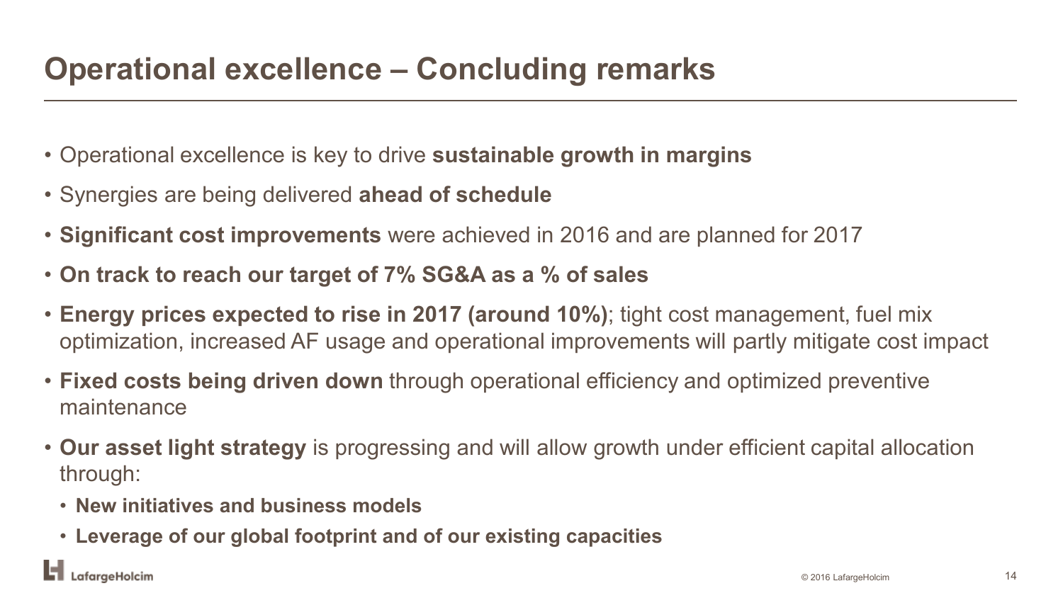# Operational excellence – Concluding remarks

- Operational excellence is key to drive **sustainable growth in margins**
- Synergies are being delivered **ahead of schedule**
- **Significant cost improvements** were achieved in 2016 and are planned for 2017
- **On track to reach our target of 7% SG&A as a % of sales**
- **Energy prices expected to rise in 2017 (around 10%)**; tight cost management, fuel mix optimization, increased AF usage and operational improvements will partly mitigate cost impact
- **Fixed costs being driven down** through operational efficiency and optimized preventive maintenance
- **Our asset light strategy** is progressing and will allow growth under efficient capital allocation through:
  - **New initiatives and business models**
  - **Leverage of our global footprint and of our existing capacities**